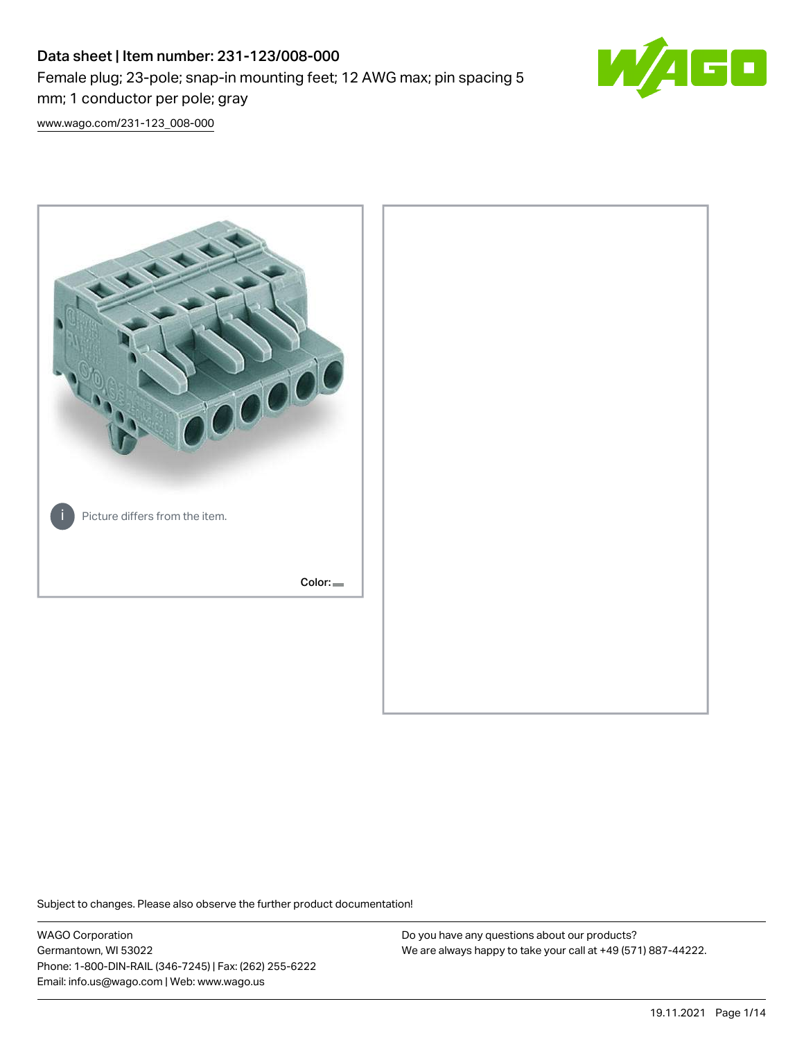# Data sheet | Item number: 231-123/008-000

Female plug; 23-pole; snap-in mounting feet; 12 AWG max; pin spacing 5 mm; 1 conductor per pole; gray

www.wago.com/231-123_008-000

Picture differs from the item.

Color:

Subject to changes. Please also observe the further product documentation!

WAGO Corporation
Germantown, WI 53022
Phone: 1-800-DIN-RAIL (346-7245) | Fax: (262) 255-6222
Email: info.us@wago.com | Web: www.wago.us

Do you have any questions about our products?
We are always happy to take your call at +49 (571) 887-44222.

19.11.2021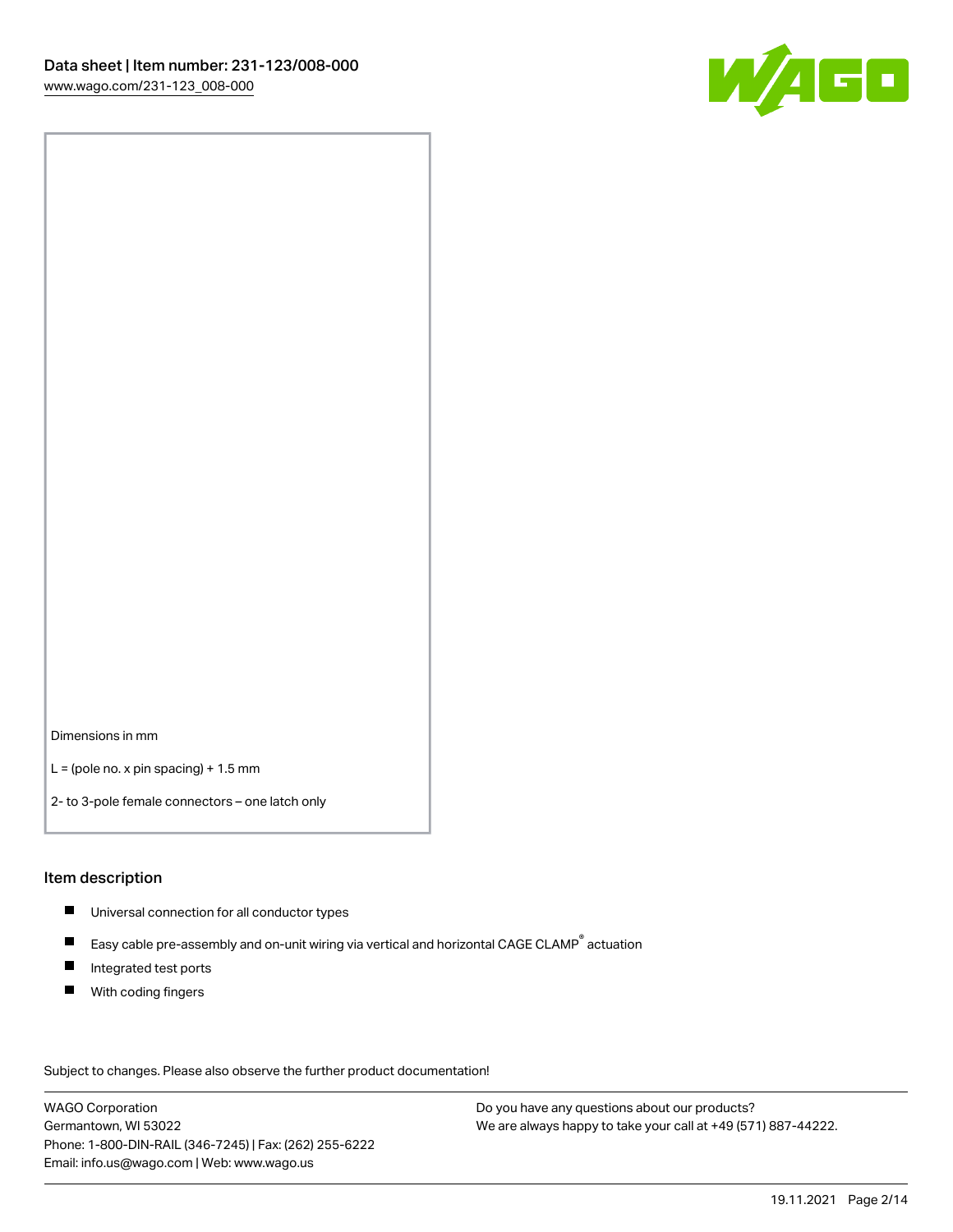Dimensions in mm

L = (pole no. x pin spacing) + 1.5 mm

2- to 3-pole female connectors – one latch only

## Item description

- Universal connection for all conductor types
- Easy cable pre-assembly and on-unit wiring via vertical and horizontal CAGE CLAMP® actuation
- Integrated test ports
- With coding fingers

Subject to changes. Please also observe the further product documentation!

WAGO Corporation
Germantown, WI 53022
Phone: 1-800-DIN-RAIL (346-7245) | Fax: (262) 255-6222
Email: info.us@wago.com | Web: www.wago.us

Do you have any questions about our products?
We are always happy to take your call at +49 (571) 887-44222.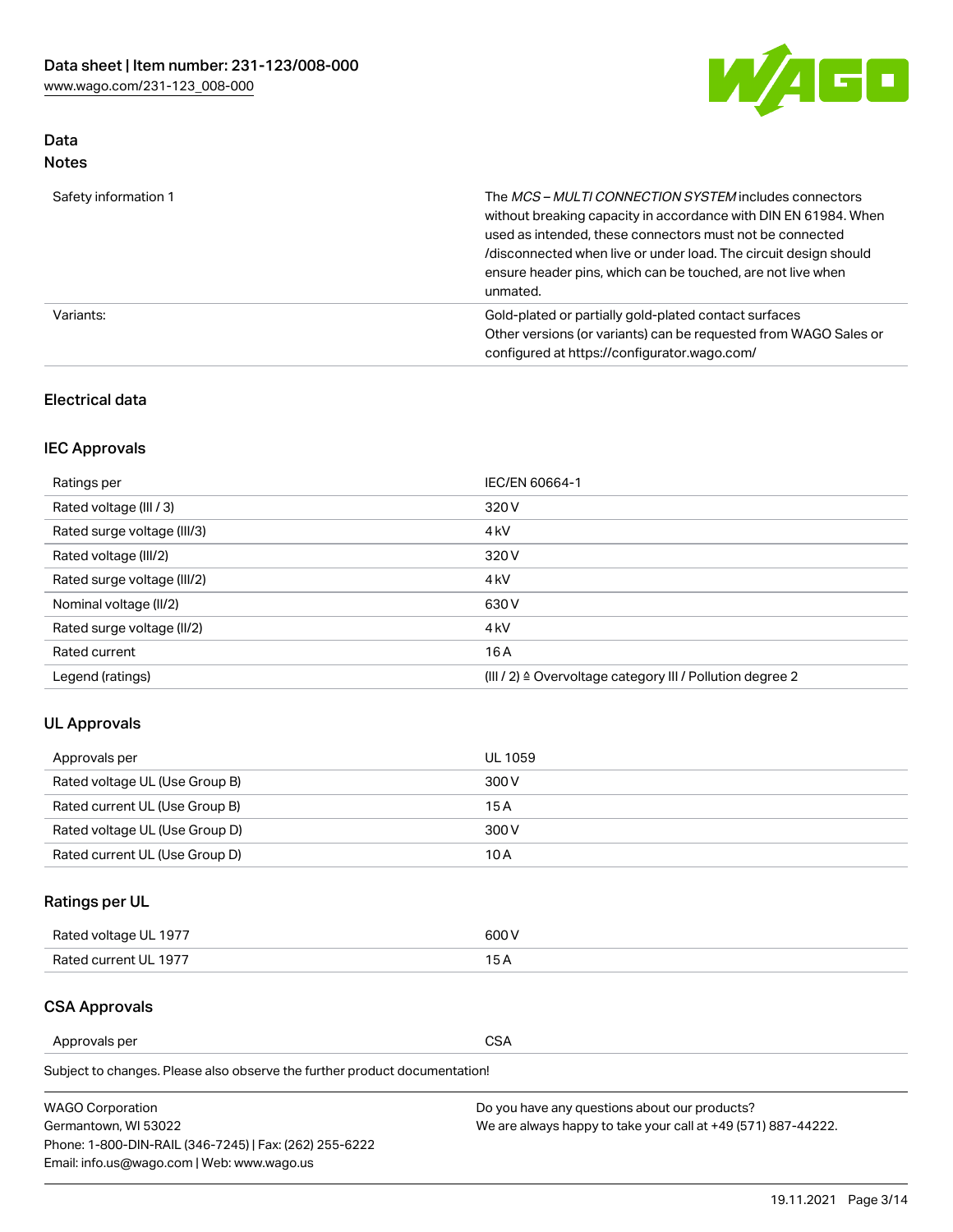## Data

### Notes

| | |
|---|---|
| Safety information 1 | The *MCS – MULTI CONNECTION SYSTEM* includes connectors without breaking capacity in accordance with DIN EN 61984. When used as intended, these connectors must not be connected /disconnected when live or under load. The circuit design should ensure header pins, which can be touched, are not live when unmated. |
| Variants: | Gold-plated or partially gold-plated contact surfaces<br>Other versions (or variants) can be requested from WAGO Sales or configured at https://configurator.wago.com/ |

## Electrical data

### IEC Approvals

| | |
|---|---|
| Ratings per | IEC/EN 60664-1 |
| Rated voltage (III / 3) | 320 V |
| Rated surge voltage (III/3) | 4 kV |
| Rated voltage (III/2) | 320 V |
| Rated surge voltage (III/2) | 4 kV |
| Nominal voltage (II/2) | 630 V |
| Rated surge voltage (II/2) | 4 kV |
| Rated current | 16 A |
| Legend (ratings) | (III / 2) ≙ Overvoltage category III / Pollution degree 2 |

### UL Approvals

| | |
|---|---|
| Approvals per | UL 1059 |
| Rated voltage UL (Use Group B) | 300 V |
| Rated current UL (Use Group B) | 15 A |
| Rated voltage UL (Use Group D) | 300 V |
| Rated current UL (Use Group D) | 10 A |

### Ratings per UL

| | |
|---|---|
| Rated voltage UL 1977 | 600 V |
| Rated current UL 1977 | 15 A |

### CSA Approvals

| | |
|---|---|
| Approvals per | CSA |

Subject to changes. Please also observe the further product documentation!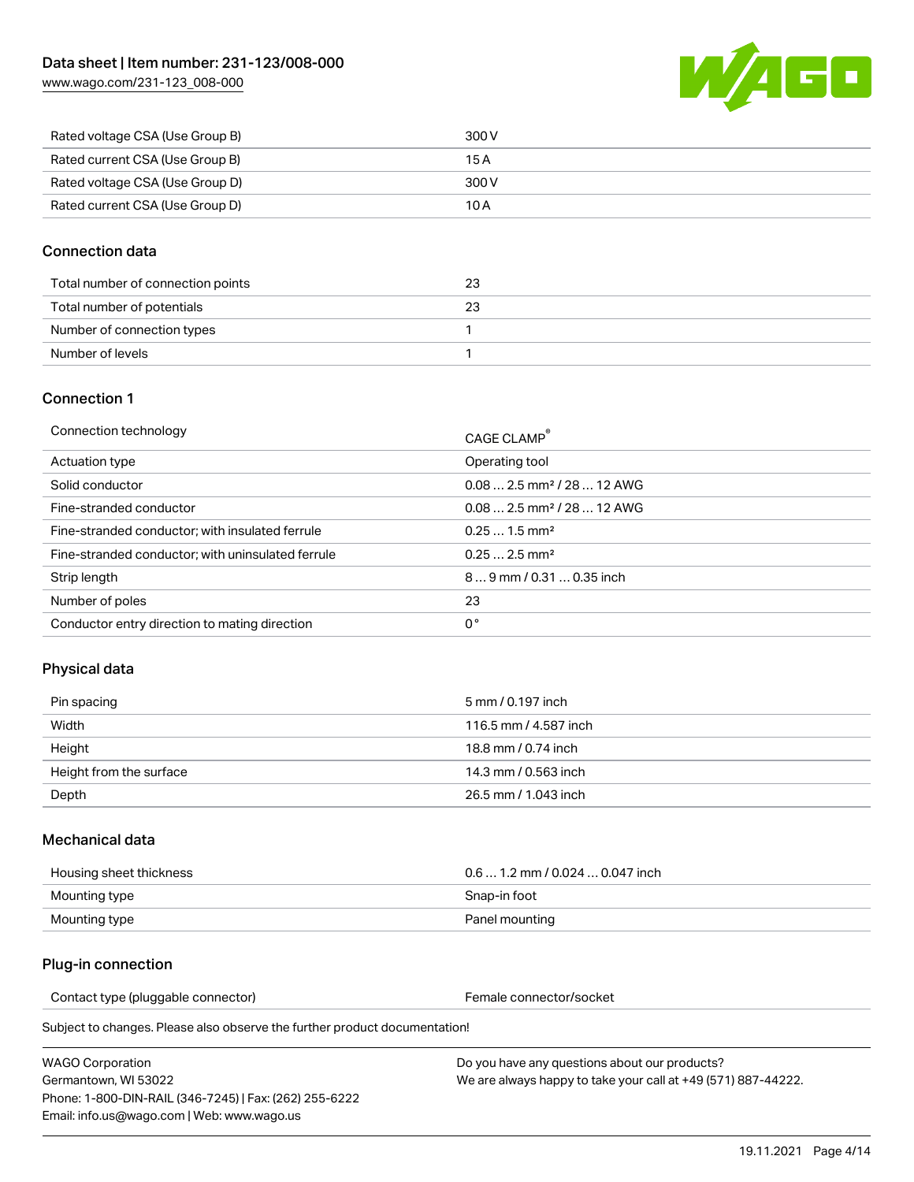| Rated voltage CSA (Use Group B) | 300 V |
| --- | --- |
| Rated current CSA (Use Group B) | 15 A |
| Rated voltage CSA (Use Group D) | 300 V |
| Rated current CSA (Use Group D) | 10 A |

## Connection data

| Total number of connection points | 23 |
| --- | --- |
| Total number of potentials | 23 |
| Number of connection types | 1 |
| Number of levels | 1 |

## Connection 1

| Connection technology | CAGE CLAMP® |
| --- | --- |
| Actuation type | Operating tool |
| Solid conductor | 0.08 … 2.5 mm² / 28 … 12 AWG |
| Fine-stranded conductor | 0.08 … 2.5 mm² / 28 … 12 AWG |
| Fine-stranded conductor; with insulated ferrule | 0.25 … 1.5 mm² |
| Fine-stranded conductor; with uninsulated ferrule | 0.25 … 2.5 mm² |
| Strip length | 8 … 9 mm / 0.31 … 0.35 inch |
| Number of poles | 23 |
| Conductor entry direction to mating direction | 0 ° |

## Physical data

| Pin spacing | 5 mm / 0.197 inch |
| --- | --- |
| Width | 116.5 mm / 4.587 inch |
| Height | 18.8 mm / 0.74 inch |
| Height from the surface | 14.3 mm / 0.563 inch |
| Depth | 26.5 mm / 1.043 inch |

## Mechanical data

| Housing sheet thickness | 0.6 … 1.2 mm / 0.024 … 0.047 inch |
| --- | --- |
| Mounting type | Snap-in foot |
| Mounting type | Panel mounting |

## Plug-in connection

| Contact type (pluggable connector) | Female connector/socket |
| --- | --- |

Subject to changes. Please also observe the further product documentation!

WAGO Corporation
Germantown, WI 53022
Phone: 1-800-DIN-RAIL (346-7245) | Fax: (262) 255-6222
Email: info.us@wago.com | Web: www.wago.us

Do you have any questions about our products?
We are always happy to take your call at +49 (571) 887-44222.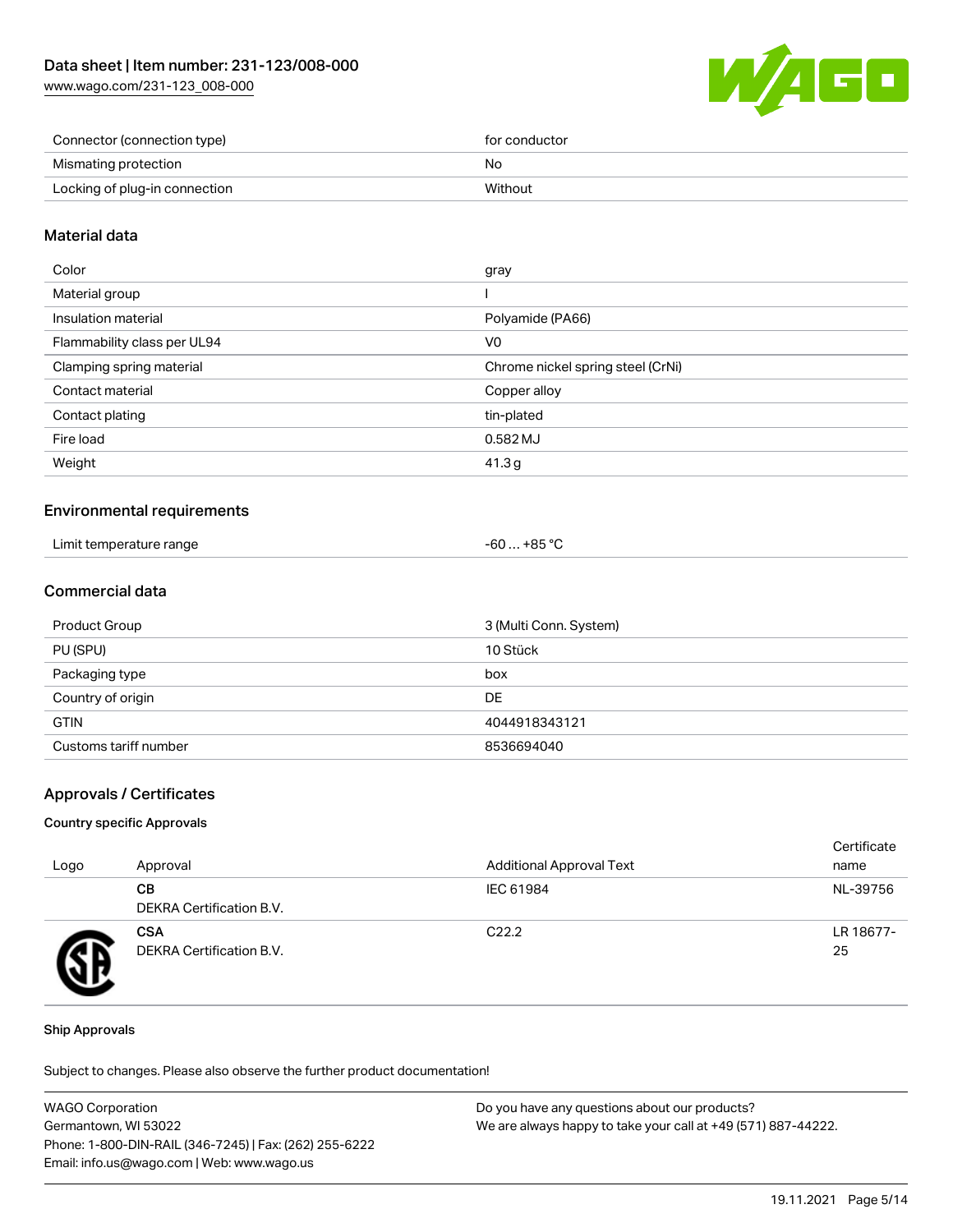| | |
|---|---|
| Connector (connection type) | for conductor |
| Mismating protection | No |
| Locking of plug-in connection | Without |

## Material data

| | |
|---|---|
| Color | gray |
| Material group | I |
| Insulation material | Polyamide (PA66) |
| Flammability class per UL94 | V0 |
| Clamping spring material | Chrome nickel spring steel (CrNi) |
| Contact material | Copper alloy |
| Contact plating | tin-plated |
| Fire load | 0.582 MJ |
| Weight | 41.3 g |

## Environmental requirements

| | |
|---|---|
| Limit temperature range | -60 … +85 °C |

## Commercial data

| | |
|---|---|
| Product Group | 3 (Multi Conn. System) |
| PU (SPU) | 10 Stück |
| Packaging type | box |
| Country of origin | DE |
| GTIN | 4044918343121 |
| Customs tariff number | 8536694040 |

## Approvals / Certificates

### Country specific Approvals

| Logo | Approval | Additional Approval Text | Certificate name |
|---|---|---|---|
| | **CB**<br>DEKRA Certification B.V. | IEC 61984 | NL-39756 |
| | **CSA**<br>DEKRA Certification B.V. | C22.2 | LR 18677-25 |

### Ship Approvals

Subject to changes. Please also observe the further product documentation!

WAGO Corporation
Germantown, WI 53022
Phone: 1-800-DIN-RAIL (346-7245) | Fax: (262) 255-6222
Email: info.us@wago.com | Web: www.wago.us

Do you have any questions about our products?
We are always happy to take your call at +49 (571) 887-44222.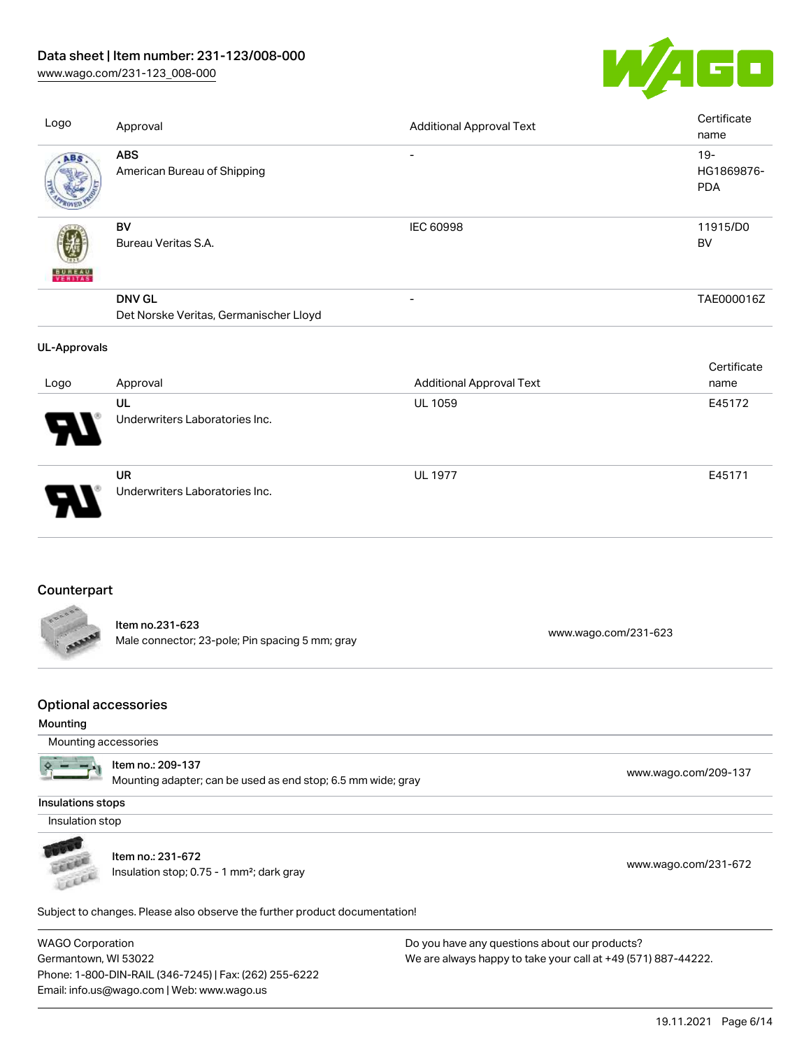| Logo | Approval | Additional Approval Text | Certificate name |
| --- | --- | --- | --- |
| | **ABS**<br>American Bureau of Shipping | - | 19-HG1869876-PDA |
| | **BV**<br>Bureau Veritas S.A. | IEC 60998 | 11915/D0 BV |
| | **DNV GL**<br>Det Norske Veritas, Germanischer Lloyd | - | TAE000016Z |

**UL-Approvals**

| Logo | Approval | Additional Approval Text | Certificate name |
| --- | --- | --- | --- |
| | **UL**<br>Underwriters Laboratories Inc. | UL 1059 | E45172 |
| | **UR**<br>Underwriters Laboratories Inc. | UL 1977 | E45171 |

## Counterpart

**Item no.231-623**
Male connector; 23-pole; Pin spacing 5 mm; gray — www.wago.com/231-623

## Optional accessories

**Mounting**

Mounting accessories

**Item no.: 209-137**
Mounting adapter; can be used as end stop; 6.5 mm wide; gray — www.wago.com/209-137

**Insulations stops**

Insulation stop

**Item no.: 231-672**
Insulation stop; 0.75 - 1 mm²; dark gray — www.wago.com/231-672

Subject to changes. Please also observe the further product documentation!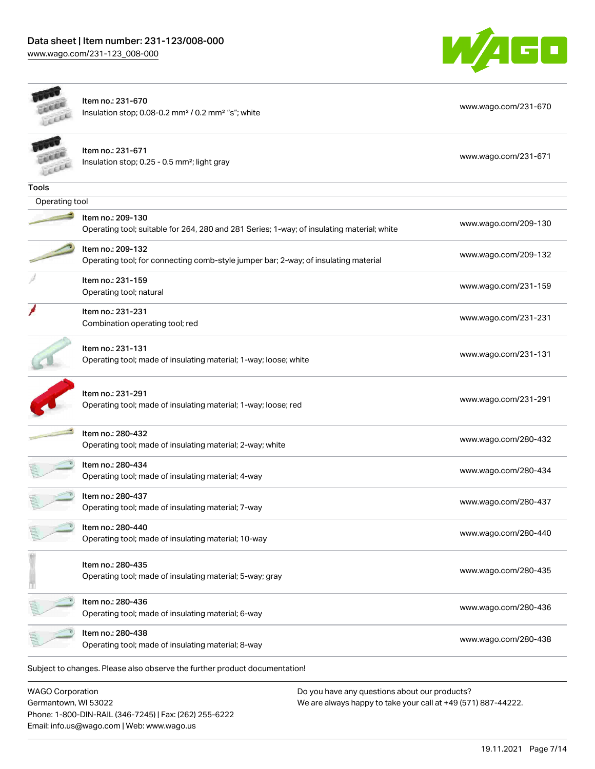| | | |
|---|---|---|
| | Item no.: 231-670<br>Insulation stop; 0.08-0.2 mm² / 0.2 mm² "s"; white | www.wago.com/231-670 |
| | Item no.: 231-671<br>Insulation stop; 0.25 - 0.5 mm²; light gray | www.wago.com/231-671 |

**Tools**

Operating tool

| | | |
|---|---|---|
| | Item no.: 209-130<br>Operating tool; suitable for 264, 280 and 281 Series; 1-way; of insulating material; white | www.wago.com/209-130 |
| | Item no.: 209-132<br>Operating tool; for connecting comb-style jumper bar; 2-way; of insulating material | www.wago.com/209-132 |
| | Item no.: 231-159<br>Operating tool; natural | www.wago.com/231-159 |
| | Item no.: 231-231<br>Combination operating tool; red | www.wago.com/231-231 |
| | Item no.: 231-131<br>Operating tool; made of insulating material; 1-way; loose; white | www.wago.com/231-131 |
| | Item no.: 231-291<br>Operating tool; made of insulating material; 1-way; loose; red | www.wago.com/231-291 |
| | Item no.: 280-432<br>Operating tool; made of insulating material; 2-way; white | www.wago.com/280-432 |
| | Item no.: 280-434<br>Operating tool; made of insulating material; 4-way | www.wago.com/280-434 |
| | Item no.: 280-437<br>Operating tool; made of insulating material; 7-way | www.wago.com/280-437 |
| | Item no.: 280-440<br>Operating tool; made of insulating material; 10-way | www.wago.com/280-440 |
| | Item no.: 280-435<br>Operating tool; made of insulating material; 5-way; gray | www.wago.com/280-435 |
| | Item no.: 280-436<br>Operating tool; made of insulating material; 6-way | www.wago.com/280-436 |
| | Item no.: 280-438<br>Operating tool; made of insulating material; 8-way | www.wago.com/280-438 |

Subject to changes. Please also observe the further product documentation!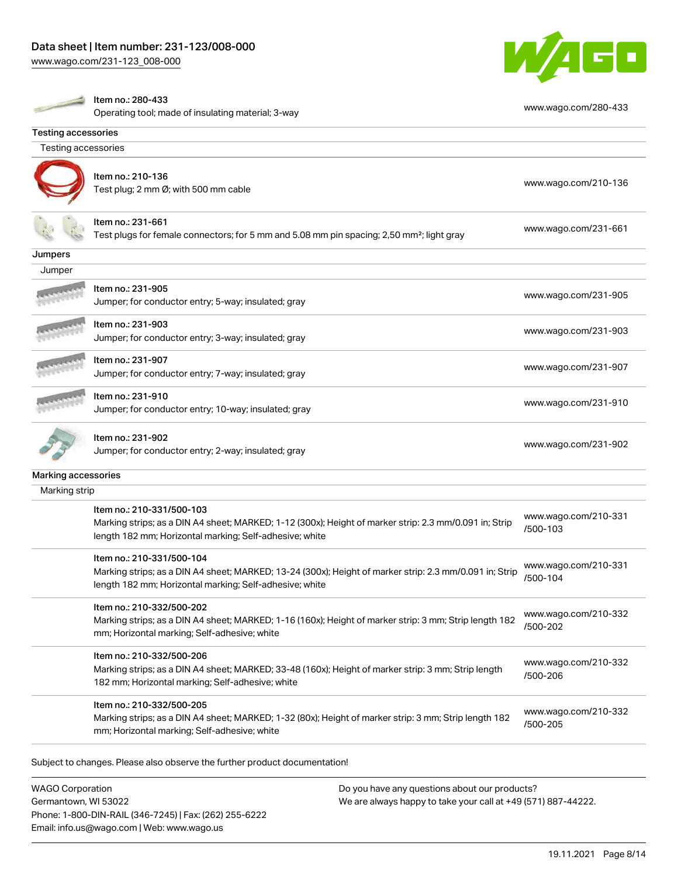| | |
|---|---|
| Item no.: 280-433<br>Operating tool; made of insulating material; 3-way | www.wago.com/280-433 |

## Testing accessories

### Testing accessories

| | |
|---|---|
| Item no.: 210-136<br>Test plug; 2 mm Ø; with 500 mm cable | www.wago.com/210-136 |
| Item no.: 231-661<br>Test plugs for female connectors; for 5 mm and 5.08 mm pin spacing; 2,50 mm²; light gray | www.wago.com/231-661 |

## Jumpers

### Jumper

| | |
|---|---|
| Item no.: 231-905<br>Jumper; for conductor entry; 5-way; insulated; gray | www.wago.com/231-905 |
| Item no.: 231-903<br>Jumper; for conductor entry; 3-way; insulated; gray | www.wago.com/231-903 |
| Item no.: 231-907<br>Jumper; for conductor entry; 7-way; insulated; gray | www.wago.com/231-907 |
| Item no.: 231-910<br>Jumper; for conductor entry; 10-way; insulated; gray | www.wago.com/231-910 |
| Item no.: 231-902<br>Jumper; for conductor entry; 2-way; insulated; gray | www.wago.com/231-902 |

## Marking accessories

### Marking strip

| | |
|---|---|
| Item no.: 210-331/500-103<br>Marking strips; as a DIN A4 sheet; MARKED; 1-12 (300x); Height of marker strip: 2.3 mm/0.091 in; Strip length 182 mm; Horizontal marking; Self-adhesive; white | www.wago.com/210-331/500-103 |
| Item no.: 210-331/500-104<br>Marking strips; as a DIN A4 sheet; MARKED; 13-24 (300x); Height of marker strip: 2.3 mm/0.091 in; Strip length 182 mm; Horizontal marking; Self-adhesive; white | www.wago.com/210-331/500-104 |
| Item no.: 210-332/500-202<br>Marking strips; as a DIN A4 sheet; MARKED; 1-16 (160x); Height of marker strip: 3 mm; Strip length 182 mm; Horizontal marking; Self-adhesive; white | www.wago.com/210-332/500-202 |
| Item no.: 210-332/500-206<br>Marking strips; as a DIN A4 sheet; MARKED; 33-48 (160x); Height of marker strip: 3 mm; Strip length 182 mm; Horizontal marking; Self-adhesive; white | www.wago.com/210-332/500-206 |
| Item no.: 210-332/500-205<br>Marking strips; as a DIN A4 sheet; MARKED; 1-32 (80x); Height of marker strip: 3 mm; Strip length 182 mm; Horizontal marking; Self-adhesive; white | www.wago.com/210-332/500-205 |

Subject to changes. Please also observe the further product documentation!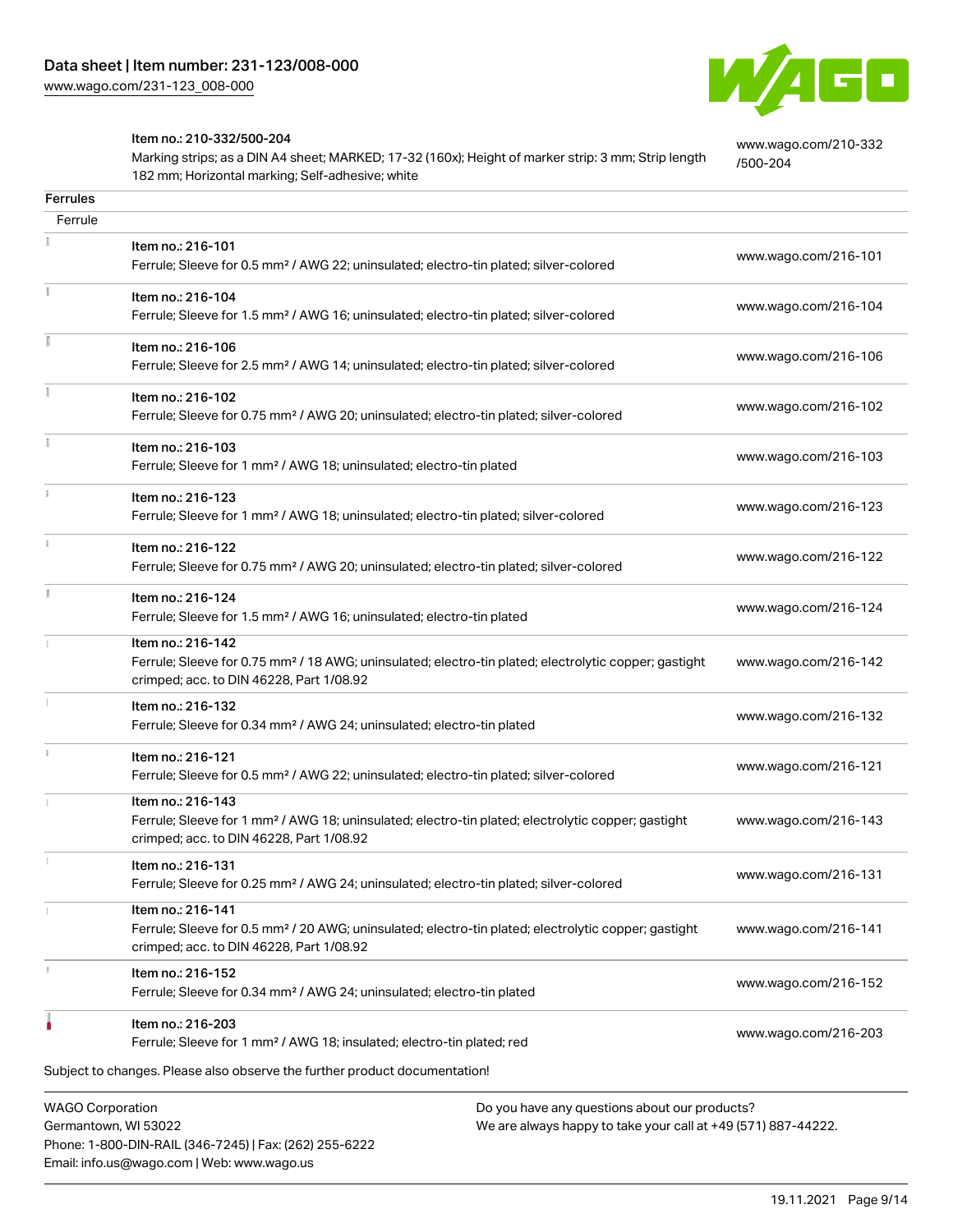| | Item no.: 210-332/500-204<br>Marking strips; as a DIN A4 sheet; MARKED; 17-32 (160x); Height of marker strip: 3 mm; Strip length 182 mm; Horizontal marking; Self-adhesive; white | www.wago.com/210-332/500-204 |
|---|---|---|

**Ferrules**

Ferrule

| | | |
|---|---|---|
| | Item no.: 216-101<br>Ferrule; Sleeve for 0.5 mm² / AWG 22; uninsulated; electro-tin plated; silver-colored | www.wago.com/216-101 |
| | Item no.: 216-104<br>Ferrule; Sleeve for 1.5 mm² / AWG 16; uninsulated; electro-tin plated; silver-colored | www.wago.com/216-104 |
| | Item no.: 216-106<br>Ferrule; Sleeve for 2.5 mm² / AWG 14; uninsulated; electro-tin plated; silver-colored | www.wago.com/216-106 |
| | Item no.: 216-102<br>Ferrule; Sleeve for 0.75 mm² / AWG 20; uninsulated; electro-tin plated; silver-colored | www.wago.com/216-102 |
| | Item no.: 216-103<br>Ferrule; Sleeve for 1 mm² / AWG 18; uninsulated; electro-tin plated | www.wago.com/216-103 |
| | Item no.: 216-123<br>Ferrule; Sleeve for 1 mm² / AWG 18; uninsulated; electro-tin plated; silver-colored | www.wago.com/216-123 |
| | Item no.: 216-122<br>Ferrule; Sleeve for 0.75 mm² / AWG 20; uninsulated; electro-tin plated; silver-colored | www.wago.com/216-122 |
| | Item no.: 216-124<br>Ferrule; Sleeve for 1.5 mm² / AWG 16; uninsulated; electro-tin plated | www.wago.com/216-124 |
| | Item no.: 216-142<br>Ferrule; Sleeve for 0.75 mm² / 18 AWG; uninsulated; electro-tin plated; electrolytic copper; gastight crimped; acc. to DIN 46228, Part 1/08.92 | www.wago.com/216-142 |
| | Item no.: 216-132<br>Ferrule; Sleeve for 0.34 mm² / AWG 24; uninsulated; electro-tin plated | www.wago.com/216-132 |
| | Item no.: 216-121<br>Ferrule; Sleeve for 0.5 mm² / AWG 22; uninsulated; electro-tin plated; silver-colored | www.wago.com/216-121 |
| | Item no.: 216-143<br>Ferrule; Sleeve for 1 mm² / AWG 18; uninsulated; electro-tin plated; electrolytic copper; gastight crimped; acc. to DIN 46228, Part 1/08.92 | www.wago.com/216-143 |
| | Item no.: 216-131<br>Ferrule; Sleeve for 0.25 mm² / AWG 24; uninsulated; electro-tin plated; silver-colored | www.wago.com/216-131 |
| | Item no.: 216-141<br>Ferrule; Sleeve for 0.5 mm² / 20 AWG; uninsulated; electro-tin plated; electrolytic copper; gastight crimped; acc. to DIN 46228, Part 1/08.92 | www.wago.com/216-141 |
| | Item no.: 216-152<br>Ferrule; Sleeve for 0.34 mm² / AWG 24; uninsulated; electro-tin plated | www.wago.com/216-152 |
| | Item no.: 216-203<br>Ferrule; Sleeve for 1 mm² / AWG 18; insulated; electro-tin plated; red | www.wago.com/216-203 |

Subject to changes. Please also observe the further product documentation!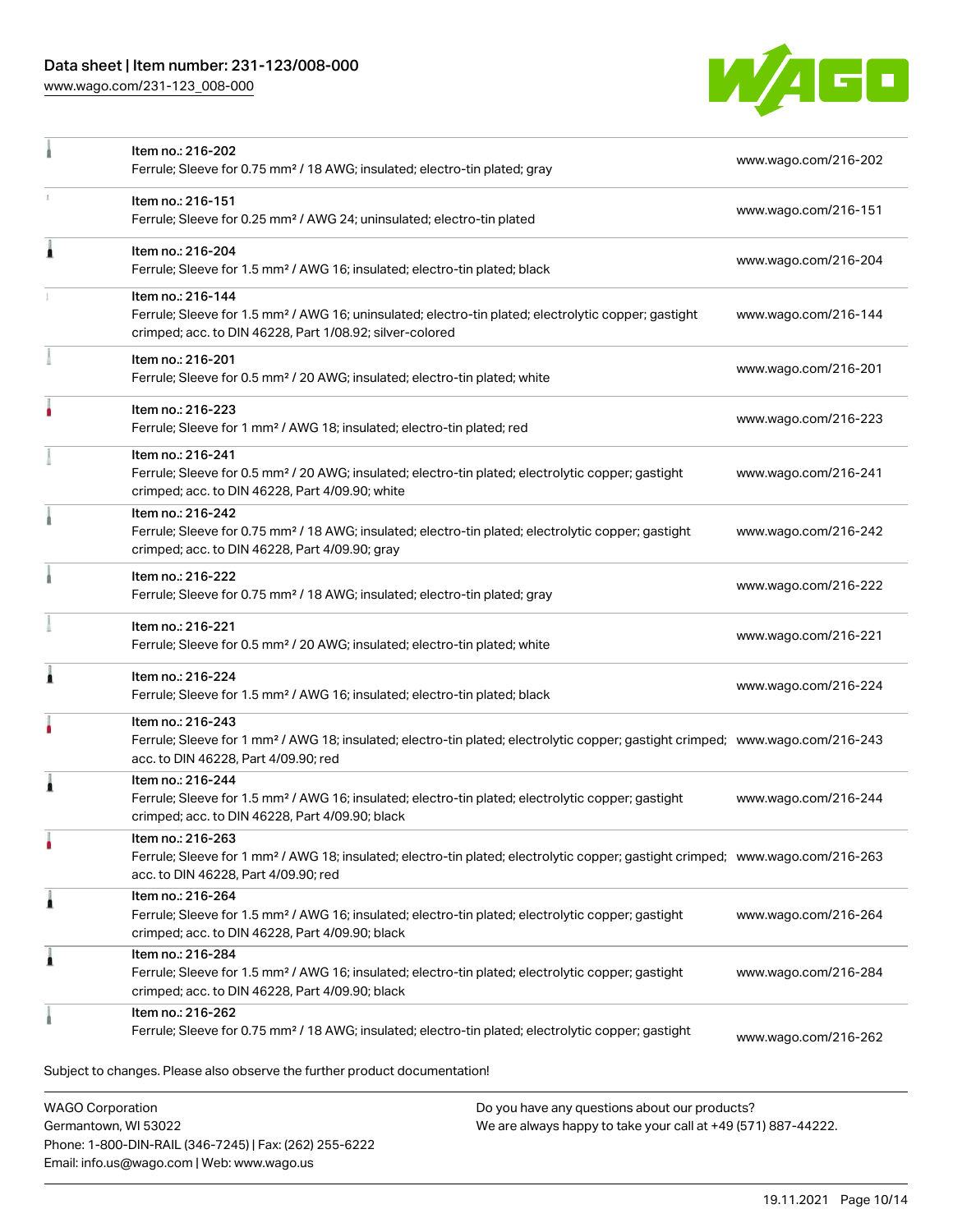| Item | Description | Link |
| --- | --- | --- |
| Item no.: 216-202 | Ferrule; Sleeve for 0.75 mm² / 18 AWG; insulated; electro-tin plated; gray | www.wago.com/216-202 |
| Item no.: 216-151 | Ferrule; Sleeve for 0.25 mm² / AWG 24; uninsulated; electro-tin plated | www.wago.com/216-151 |
| Item no.: 216-204 | Ferrule; Sleeve for 1.5 mm² / AWG 16; insulated; electro-tin plated; black | www.wago.com/216-204 |
| Item no.: 216-144 | Ferrule; Sleeve for 1.5 mm² / AWG 16; uninsulated; electro-tin plated; electrolytic copper; gastight crimped; acc. to DIN 46228, Part 1/08.92; silver-colored | www.wago.com/216-144 |
| Item no.: 216-201 | Ferrule; Sleeve for 0.5 mm² / 20 AWG; insulated; electro-tin plated; white | www.wago.com/216-201 |
| Item no.: 216-223 | Ferrule; Sleeve for 1 mm² / AWG 18; insulated; electro-tin plated; red | www.wago.com/216-223 |
| Item no.: 216-241 | Ferrule; Sleeve for 0.5 mm² / 20 AWG; insulated; electro-tin plated; electrolytic copper; gastight crimped; acc. to DIN 46228, Part 4/09.90; white | www.wago.com/216-241 |
| Item no.: 216-242 | Ferrule; Sleeve for 0.75 mm² / 18 AWG; insulated; electro-tin plated; electrolytic copper; gastight crimped; acc. to DIN 46228, Part 4/09.90; gray | www.wago.com/216-242 |
| Item no.: 216-222 | Ferrule; Sleeve for 0.75 mm² / 18 AWG; insulated; electro-tin plated; gray | www.wago.com/216-222 |
| Item no.: 216-221 | Ferrule; Sleeve for 0.5 mm² / 20 AWG; insulated; electro-tin plated; white | www.wago.com/216-221 |
| Item no.: 216-224 | Ferrule; Sleeve for 1.5 mm² / AWG 16; insulated; electro-tin plated; black | www.wago.com/216-224 |
| Item no.: 216-243 | Ferrule; Sleeve for 1 mm² / AWG 18; insulated; electro-tin plated; electrolytic copper; gastight crimped; acc. to DIN 46228, Part 4/09.90; red | www.wago.com/216-243 |
| Item no.: 216-244 | Ferrule; Sleeve for 1.5 mm² / AWG 16; insulated; electro-tin plated; electrolytic copper; gastight crimped; acc. to DIN 46228, Part 4/09.90; black | www.wago.com/216-244 |
| Item no.: 216-263 | Ferrule; Sleeve for 1 mm² / AWG 18; insulated; electro-tin plated; electrolytic copper; gastight crimped; acc. to DIN 46228, Part 4/09.90; red | www.wago.com/216-263 |
| Item no.: 216-264 | Ferrule; Sleeve for 1.5 mm² / AWG 16; insulated; electro-tin plated; electrolytic copper; gastight crimped; acc. to DIN 46228, Part 4/09.90; black | www.wago.com/216-264 |
| Item no.: 216-284 | Ferrule; Sleeve for 1.5 mm² / AWG 16; insulated; electro-tin plated; electrolytic copper; gastight crimped; acc. to DIN 46228, Part 4/09.90; black | www.wago.com/216-284 |
| Item no.: 216-262 | Ferrule; Sleeve for 0.75 mm² / 18 AWG; insulated; electro-tin plated; electrolytic copper; gastight | www.wago.com/216-262 |

Subject to changes. Please also observe the further product documentation!

WAGO Corporation
Germantown, WI 53022
Phone: 1-800-DIN-RAIL (346-7245) | Fax: (262) 255-6222
Email: info.us@wago.com | Web: www.wago.us

Do you have any questions about our products?
We are always happy to take your call at +49 (571) 887-44222.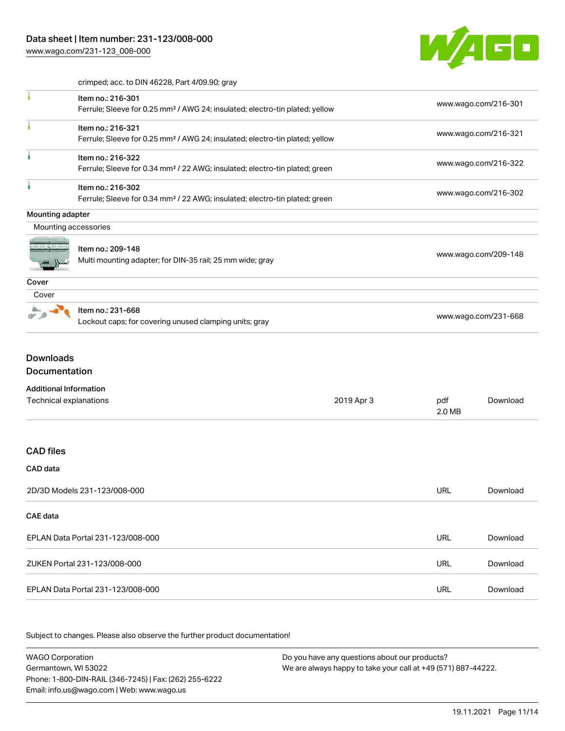crimped; acc. to DIN 46228, Part 4/09.90; gray

| | | |
|---|---|---|
| | Item no.: 216-301<br>Ferrule; Sleeve for 0.25 mm² / AWG 24; insulated; electro-tin plated; yellow | www.wago.com/216-301 |
| | Item no.: 216-321<br>Ferrule; Sleeve for 0.25 mm² / AWG 24; insulated; electro-tin plated; yellow | www.wago.com/216-321 |
| | Item no.: 216-322<br>Ferrule; Sleeve for 0.34 mm² / 22 AWG; insulated; electro-tin plated; green | www.wago.com/216-322 |
| | Item no.: 216-302<br>Ferrule; Sleeve for 0.34 mm² / 22 AWG; insulated; electro-tin plated; green | www.wago.com/216-302 |

**Mounting adapter**

Mounting accessories

| | | |
|---|---|---|
| | Item no.: 209-148<br>Multi mounting adapter; for DIN-35 rail; 25 mm wide; gray | www.wago.com/209-148 |

**Cover**

Cover

| | | |
|---|---|---|
| | Item no.: 231-668<br>Lockout caps; for covering unused clamping units; gray | www.wago.com/231-668 |

## Downloads

## Documentation

**Additional Information**

| | | | |
|---|---|---|---|
| Technical explanations | 2019 Apr 3 | pdf<br>2.0 MB | Download |

## CAD files

**CAD data**

| | | |
|---|---|---|
| 2D/3D Models 231-123/008-000 | URL | Download |

**CAE data**

| | | |
|---|---|---|
| EPLAN Data Portal 231-123/008-000 | URL | Download |
| ZUKEN Portal 231-123/008-000 | URL | Download |
| EPLAN Data Portal 231-123/008-000 | URL | Download |

Subject to changes. Please also observe the further product documentation!

WAGO Corporation
Germantown, WI 53022
Phone: 1-800-DIN-RAIL (346-7245) | Fax: (262) 255-6222
Email: info.us@wago.com | Web: www.wago.us

Do you have any questions about our products?
We are always happy to take your call at +49 (571) 887-44222.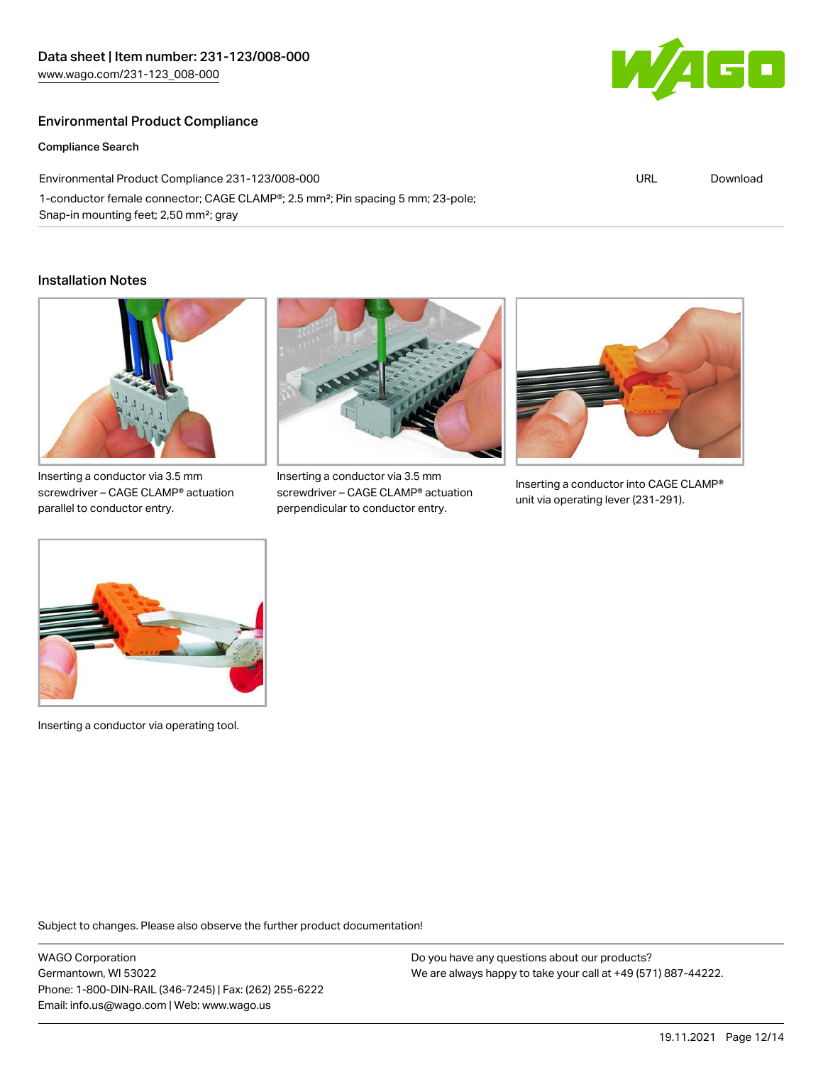## Environmental Product Compliance

### Compliance Search

| Environmental Product Compliance 231-123/008-000 | URL | Download |
| --- | --- | --- |
| 1-conductor female connector; CAGE CLAMP®; 2.5 mm²; Pin spacing 5 mm; 23-pole; Snap-in mounting feet; 2,50 mm²; gray | | |

## Installation Notes

Inserting a conductor via 3.5 mm screwdriver – CAGE CLAMP® actuation parallel to conductor entry.

Inserting a conductor via 3.5 mm screwdriver – CAGE CLAMP® actuation perpendicular to conductor entry.

Inserting a conductor into CAGE CLAMP® unit via operating lever (231-291).

Inserting a conductor via operating tool.

Subject to changes. Please also observe the further product documentation!

WAGO Corporation
Germantown, WI 53022
Phone: 1-800-DIN-RAIL (346-7245) | Fax: (262) 255-6222
Email: info.us@wago.com | Web: www.wago.us

Do you have any questions about our products?
We are always happy to take your call at +49 (571) 887-44222.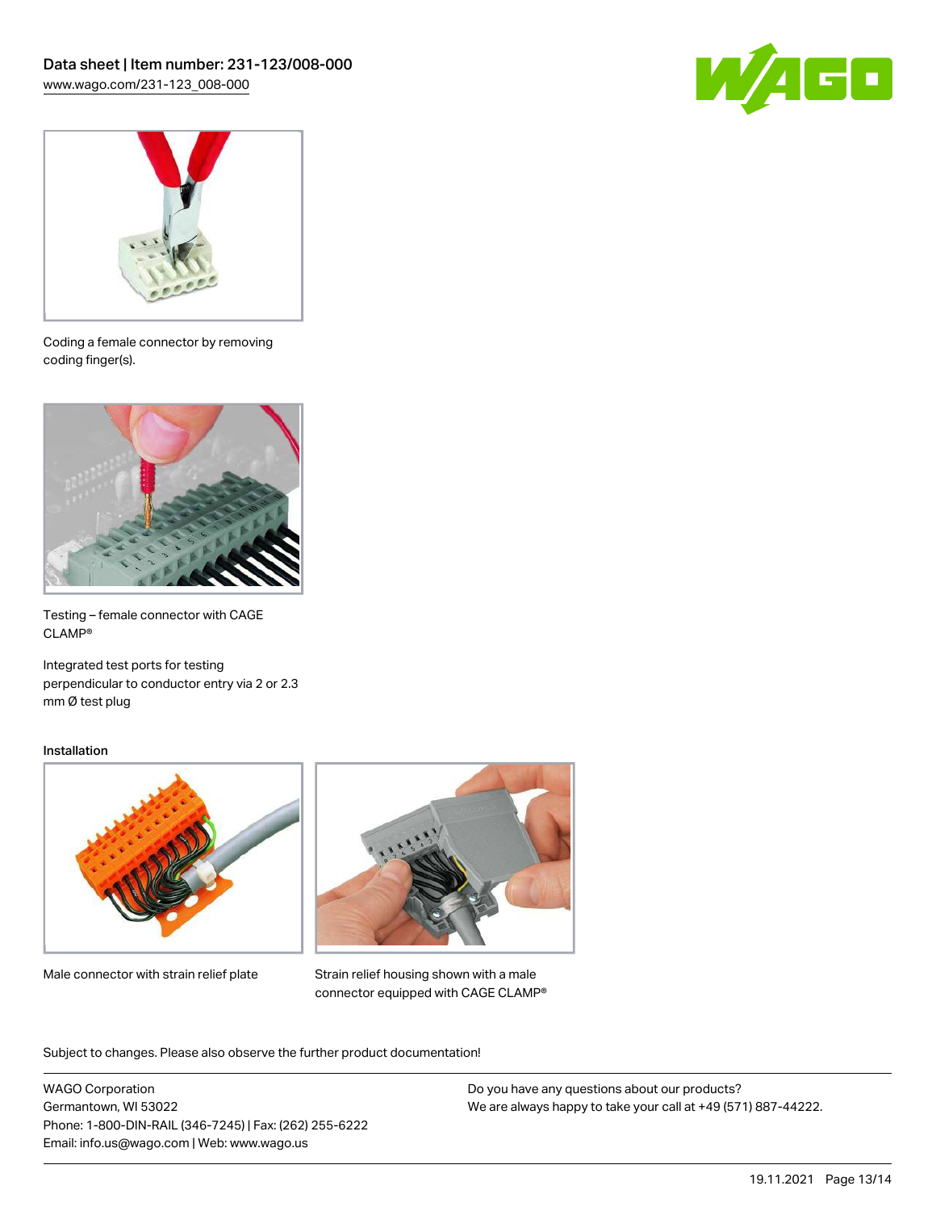Coding a female connector by removing coding finger(s).

Testing – female connector with CAGE CLAMP®

Integrated test ports for testing perpendicular to conductor entry via 2 or 2.3 mm Ø test plug

### Installation

Male connector with strain relief plate

Strain relief housing shown with a male connector equipped with CAGE CLAMP®

Subject to changes. Please also observe the further product documentation!

WAGO Corporation
Germantown, WI 53022
Phone: 1-800-DIN-RAIL (346-7245) | Fax: (262) 255-6222
Email: info.us@wago.com | Web: www.wago.us

Do you have any questions about our products?
We are always happy to take your call at +49 (571) 887-44222.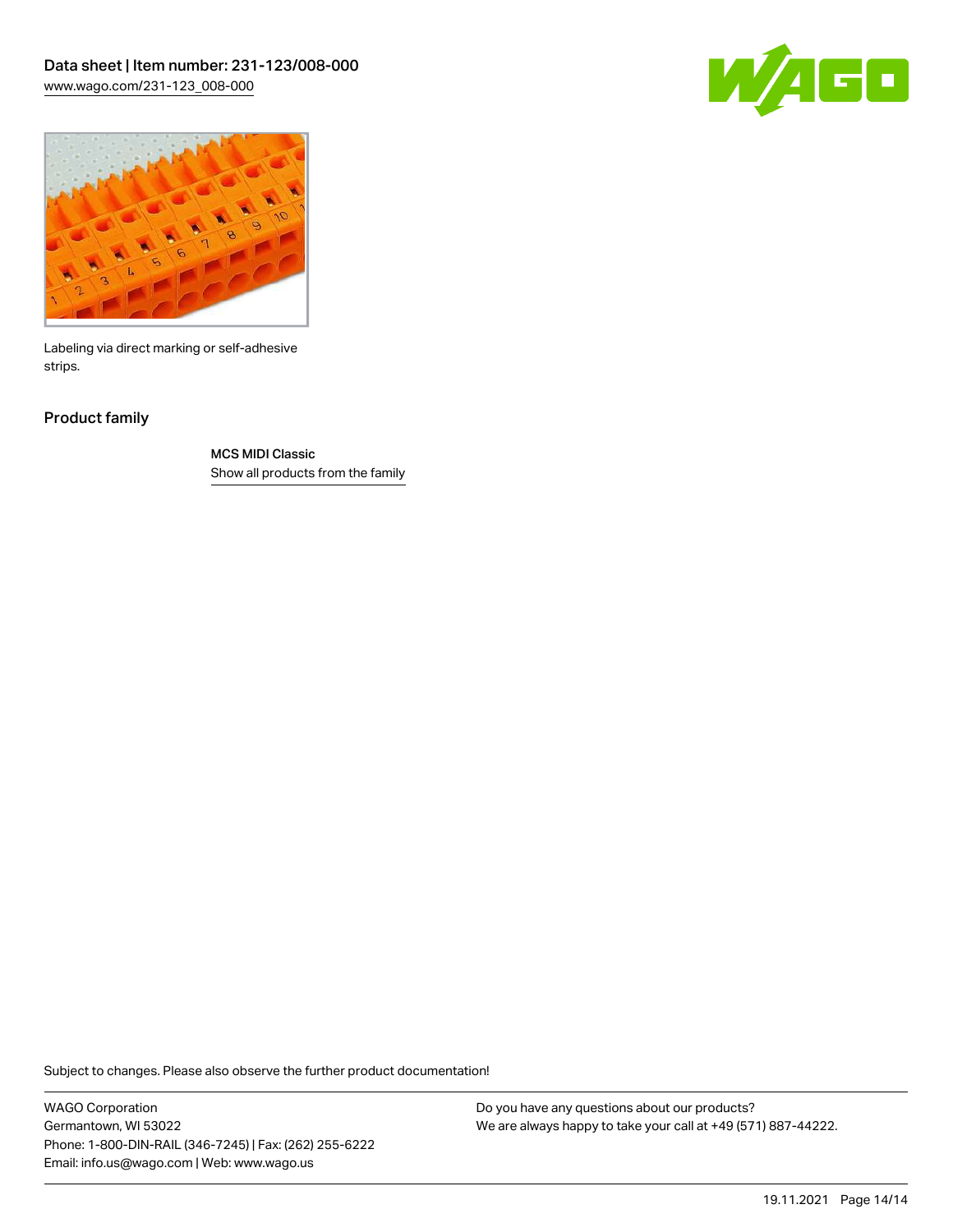Labeling via direct marking or self-adhesive strips.

## Product family

**MCS MIDI Classic**
Show all products from the family

Subject to changes. Please also observe the further product documentation!

WAGO Corporation
Germantown, WI 53022
Phone: 1-800-DIN-RAIL (346-7245) | Fax: (262) 255-6222
Email: info.us@wago.com | Web: www.wago.us

Do you have any questions about our products?
We are always happy to take your call at +49 (571) 887-44222.